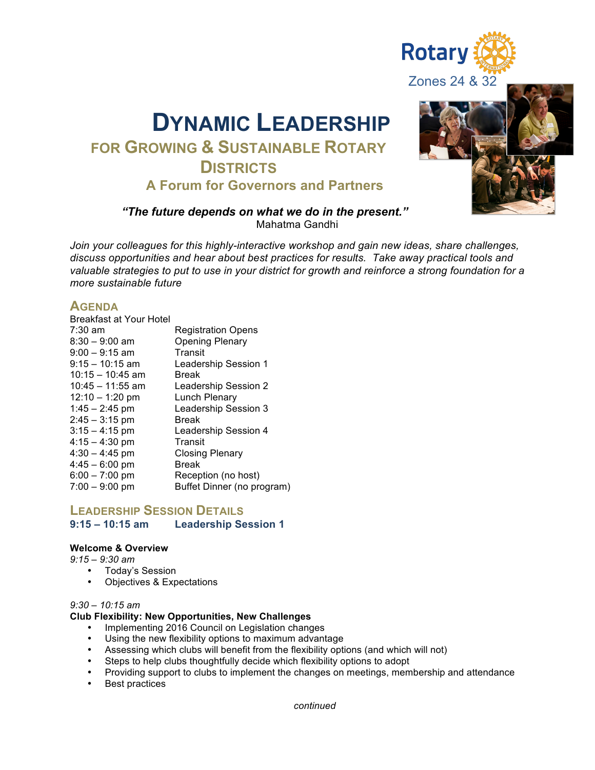Rotary

Zones 24 & 32

# Dynamic Leadership

## for Growing & Sustainable Rotary Districts

### A Forum for Governors and Partners

***"The future depends on what we do in the present."***
Mahatma Gandhi

*Join your colleagues for this highly-interactive workshop and gain new ideas, share challenges, discuss opportunities and hear about best practices for results. Take away practical tools and valuable strategies to put to use in your district for growth and reinforce a strong foundation for a more sustainable future*

## Agenda

Breakfast at Your Hotel

| | |
|---|---|
| 7:30 am | Registration Opens |
| 8:30 – 9:00 am | Opening Plenary |
| 9:00 – 9:15 am | Transit |
| 9:15 – 10:15 am | Leadership Session 1 |
| 10:15 – 10:45 am | Break |
| 10:45 – 11:55 am | Leadership Session 2 |
| 12:10 – 1:20 pm | Lunch Plenary |
| 1:45 – 2:45 pm | Leadership Session 3 |
| 2:45 – 3:15 pm | Break |
| 3:15 – 4:15 pm | Leadership Session 4 |
| 4:15 – 4:30 pm | Transit |
| 4:30 – 4:45 pm | Closing Plenary |
| 4:45 – 6:00 pm | Break |
| 6:00 – 7:00 pm | Reception (no host) |
| 7:00 – 9:00 pm | Buffet Dinner (no program) |

## Leadership Session Details

### 9:15 – 10:15 am Leadership Session 1

**Welcome & Overview**

*9:15 – 9:30 am*

- Today's Session
- Objectives & Expectations

*9:30 – 10:15 am*

**Club Flexibility: New Opportunities, New Challenges**

- Implementing 2016 Council on Legislation changes
- Using the new flexibility options to maximum advantage
- Assessing which clubs will benefit from the flexibility options (and which will not)
- Steps to help clubs thoughtfully decide which flexibility options to adopt
- Providing support to clubs to implement the changes on meetings, membership and attendance
- Best practices

*continued*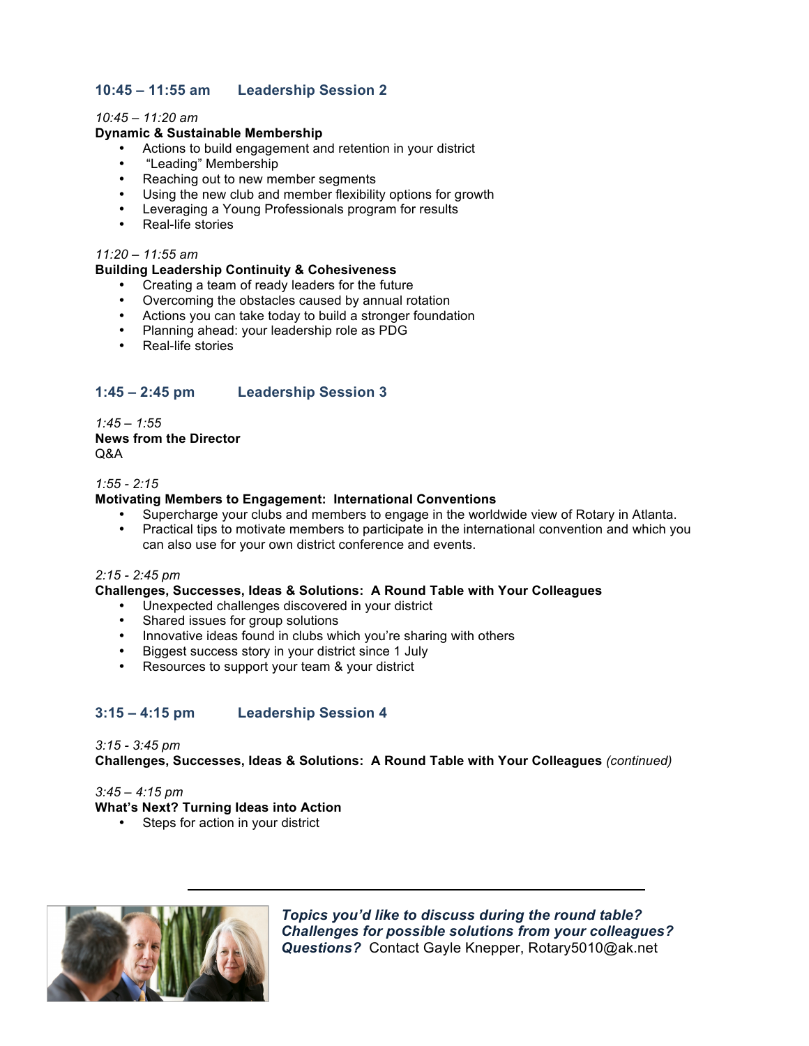## 10:45 – 11:55 am Leadership Session 2

*10:45 – 11:20 am*

**Dynamic & Sustainable Membership**

- Actions to build engagement and retention in your district
- "Leading" Membership
- Reaching out to new member segments
- Using the new club and member flexibility options for growth
- Leveraging a Young Professionals program for results
- Real-life stories

*11:20 – 11:55 am*

**Building Leadership Continuity & Cohesiveness**

- Creating a team of ready leaders for the future
- Overcoming the obstacles caused by annual rotation
- Actions you can take today to build a stronger foundation
- Planning ahead: your leadership role as PDG
- Real-life stories

## 1:45 – 2:45 pm Leadership Session 3

*1:45 – 1:55*

**News from the Director**

Q&A

*1:55 - 2:15*

**Motivating Members to Engagement: International Conventions**

- Supercharge your clubs and members to engage in the worldwide view of Rotary in Atlanta.
- Practical tips to motivate members to participate in the international convention and which you can also use for your own district conference and events.

*2:15 - 2:45 pm*

**Challenges, Successes, Ideas & Solutions: A Round Table with Your Colleagues**

- Unexpected challenges discovered in your district
- Shared issues for group solutions
- Innovative ideas found in clubs which you're sharing with others
- Biggest success story in your district since 1 July
- Resources to support your team & your district

## 3:15 – 4:15 pm Leadership Session 4

*3:15 - 3:45 pm*

**Challenges, Successes, Ideas & Solutions: A Round Table with Your Colleagues** *(continued)*

*3:45 – 4:15 pm*

**What's Next? Turning Ideas into Action**

- Steps for action in your district

---

***Topics you'd like to discuss during the round table?***
***Challenges for possible solutions from your colleagues?***
***Questions?*** Contact Gayle Knepper, Rotary5010@ak.net